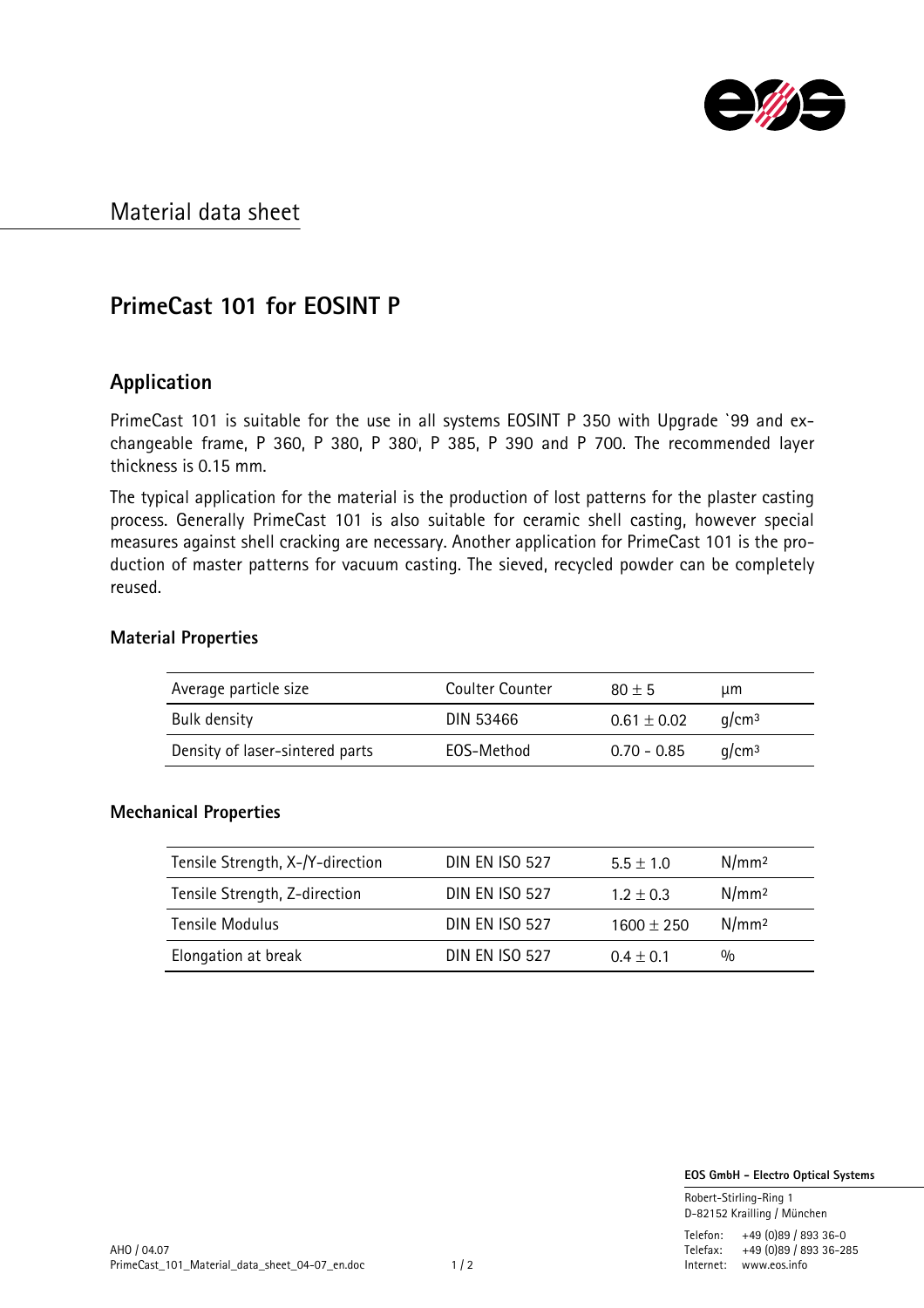# Material data sheet

## PrimeCast 101 for EOSINT P

### Application

PrimeCast 101 is suitable for the use in all systems EOSINT P 350 with Upgrade `99 and exchangeable frame, P 360, P 380, P 380i, P 385, P 390 and P 700. The recommended layer thickness is 0.15 mm.

The typical application for the material is the production of lost patterns for the plaster casting process. Generally PrimeCast 101 is also suitable for ceramic shell casting, however special measures against shell cracking are necessary. Another application for PrimeCast 101 is the production of master patterns for vacuum casting. The sieved, recycled powder can be completely reused.

#### Material Properties

| Average particle size | Coulter Counter | $80 \pm 5$ | µm |
|---|---|---|---|
| Bulk density | DIN 53466 | $0.61 \pm 0.02$ | g/cm³ |
| Density of laser-sintered parts | EOS-Method | 0.70 - 0.85 | g/cm³ |

#### Mechanical Properties

| Tensile Strength, X-/Y-direction | DIN EN ISO 527 | $5.5 \pm 1.0$ | N/mm² |
|---|---|---|---|
| Tensile Strength, Z-direction | DIN EN ISO 527 | $1.2 \pm 0.3$ | N/mm² |
| Tensile Modulus | DIN EN ISO 527 | $1600 \pm 250$ | N/mm² |
| Elongation at break | DIN EN ISO 527 | $0.4 \pm 0.1$ | % |

AHO / 04.07
PrimeCast_101_Material_data_sheet_04-07_en.doc

**EOS GmbH - Electro Optical Systems**

Robert-Stirling-Ring 1
D-82152 Krailling / München

Telefon: +49 (0)89 / 893 36-0
Telefax: +49 (0)89 / 893 36-285
Internet: www.eos.info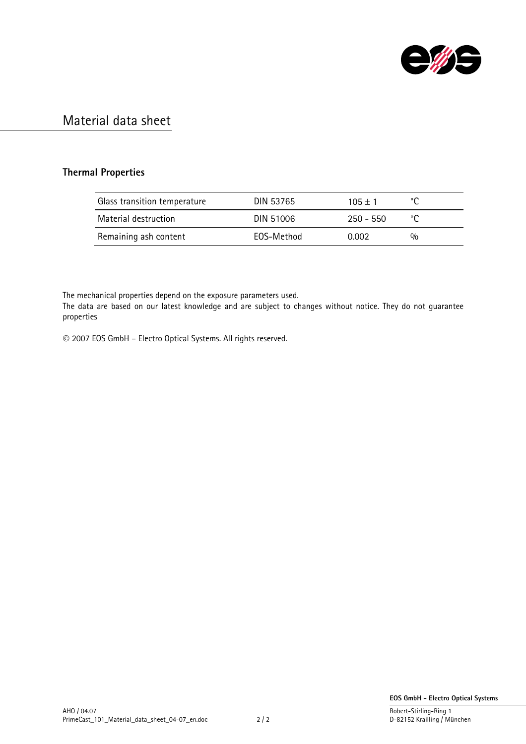# Material data sheet

## Thermal Properties

| | | | |
|---|---|---|---|
| Glass transition temperature | DIN 53765 | $105 \pm 1$ | °C |
| Material destruction | DIN 51006 | 250 - 550 | °C |
| Remaining ash content | EOS-Method | 0.002 | % |

The mechanical properties depend on the exposure parameters used.
The data are based on our latest knowledge and are subject to changes without notice. They do not guarantee properties

© 2007 EOS GmbH – Electro Optical Systems. All rights reserved.

AHO / 04.07
PrimeCast_101_Material_data_sheet_04-07_en.doc

**EOS GmbH - Electro Optical Systems**
Robert-Stirling-Ring 1
D-82152 Krailling / München